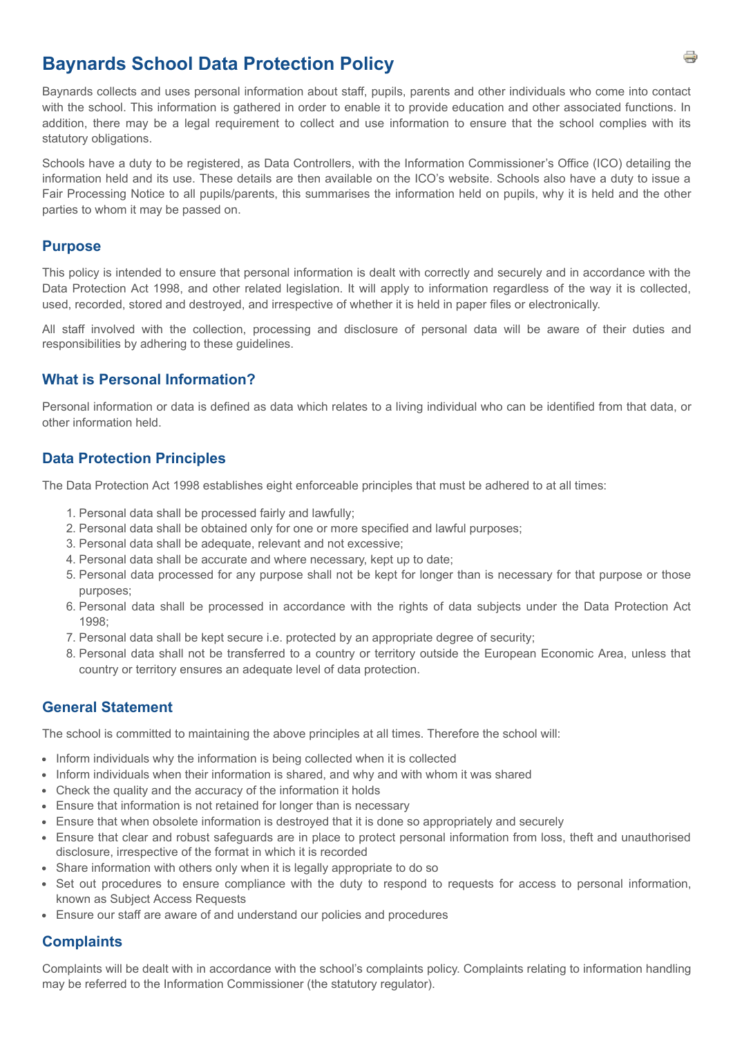# Baynards School Data Protection Policy

Baynards collects and uses personal information about staff, pupils, parents and other individuals who come into contact with the school. This information is gathered in order to enable it to provide education and other associated functions. In addition, there may be a legal requirement to collect and use information to ensure that the school complies with its statutory obligations.

Schools have a duty to be registered, as Data Controllers, with the Information Commissioner's Office (ICO) detailing the information held and its use. These details are then available on the ICO's website. Schools also have a duty to issue a Fair Processing Notice to all pupils/parents, this summarises the information held on pupils, why it is held and the other parties to whom it may be passed on.

## Purpose

This policy is intended to ensure that personal information is dealt with correctly and securely and in accordance with the Data Protection Act 1998, and other related legislation. It will apply to information regardless of the way it is collected, used, recorded, stored and destroyed, and irrespective of whether it is held in paper files or electronically.

All staff involved with the collection, processing and disclosure of personal data will be aware of their duties and responsibilities by adhering to these guidelines.

## What is Personal Information?

Personal information or data is defined as data which relates to a living individual who can be identified from that data, or other information held.

## Data Protection Principles

The Data Protection Act 1998 establishes eight enforceable principles that must be adhered to at all times:

1. Personal data shall be processed fairly and lawfully;
2. Personal data shall be obtained only for one or more specified and lawful purposes;
3. Personal data shall be adequate, relevant and not excessive;
4. Personal data shall be accurate and where necessary, kept up to date;
5. Personal data processed for any purpose shall not be kept for longer than is necessary for that purpose or those purposes;
6. Personal data shall be processed in accordance with the rights of data subjects under the Data Protection Act 1998;
7. Personal data shall be kept secure i.e. protected by an appropriate degree of security;
8. Personal data shall not be transferred to a country or territory outside the European Economic Area, unless that country or territory ensures an adequate level of data protection.

## General Statement

The school is committed to maintaining the above principles at all times. Therefore the school will:

- Inform individuals why the information is being collected when it is collected
- Inform individuals when their information is shared, and why and with whom it was shared
- Check the quality and the accuracy of the information it holds
- Ensure that information is not retained for longer than is necessary
- Ensure that when obsolete information is destroyed that it is done so appropriately and securely
- Ensure that clear and robust safeguards are in place to protect personal information from loss, theft and unauthorised disclosure, irrespective of the format in which it is recorded
- Share information with others only when it is legally appropriate to do so
- Set out procedures to ensure compliance with the duty to respond to requests for access to personal information, known as Subject Access Requests
- Ensure our staff are aware of and understand our policies and procedures

## Complaints

Complaints will be dealt with in accordance with the school's complaints policy. Complaints relating to information handling may be referred to the Information Commissioner (the statutory regulator).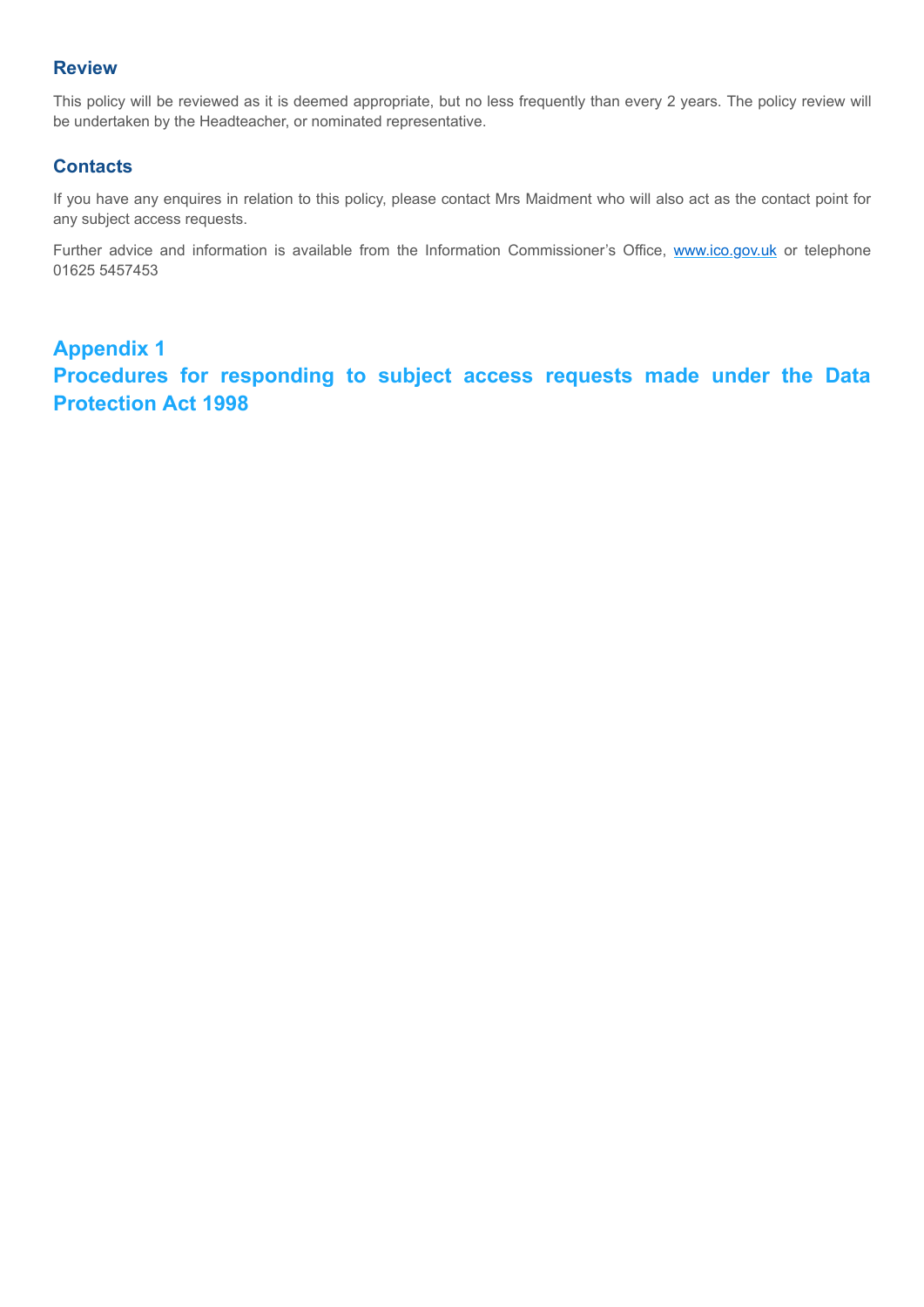## Review

This policy will be reviewed as it is deemed appropriate, but no less frequently than every 2 years. The policy review will be undertaken by the Headteacher, or nominated representative.

## Contacts

If you have any enquires in relation to this policy, please contact Mrs Maidment who will also act as the contact point for any subject access requests.

Further advice and information is available from the Information Commissioner's Office, [www.ico.gov.uk](http://www.ico.gov.uk) or telephone 01625 5457453

# Appendix 1

# Procedures for responding to subject access requests made under the Data Protection Act 1998